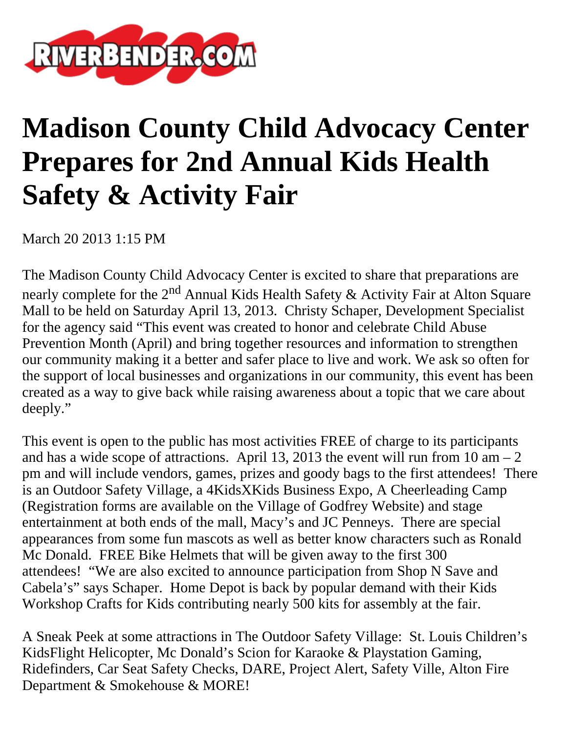RIVERBENDER.COM

# Madison County Child Advocacy Center Prepares for 2nd Annual Kids Health Safety & Activity Fair

March 20 2013 1:15 PM

The Madison County Child Advocacy Center is excited to share that preparations are nearly complete for the 2nd Annual Kids Health Safety & Activity Fair at Alton Square Mall to be held on Saturday April 13, 2013. Christy Schaper, Development Specialist for the agency said “This event was created to honor and celebrate Child Abuse Prevention Month (April) and bring together resources and information to strengthen our community making it a better and safer place to live and work. We ask so often for the support of local businesses and organizations in our community, this event has been created as a way to give back while raising awareness about a topic that we care about deeply.”

This event is open to the public has most activities FREE of charge to its participants and has a wide scope of attractions. April 13, 2013 the event will run from 10 am – 2 pm and will include vendors, games, prizes and goody bags to the first attendees! There is an Outdoor Safety Village, a 4KidsXKids Business Expo, A Cheerleading Camp (Registration forms are available on the Village of Godfrey Website) and stage entertainment at both ends of the mall, Macy’s and JC Penneys. There are special appearances from some fun mascots as well as better know characters such as Ronald Mc Donald. FREE Bike Helmets that will be given away to the first 300 attendees! “We are also excited to announce participation from Shop N Save and Cabela’s” says Schaper. Home Depot is back by popular demand with their Kids Workshop Crafts for Kids contributing nearly 500 kits for assembly at the fair.

A Sneak Peek at some attractions in The Outdoor Safety Village: St. Louis Children’s KidsFlight Helicopter, Mc Donald’s Scion for Karaoke & Playstation Gaming, Ridefinders, Car Seat Safety Checks, DARE, Project Alert, Safety Ville, Alton Fire Department & Smokehouse & MORE!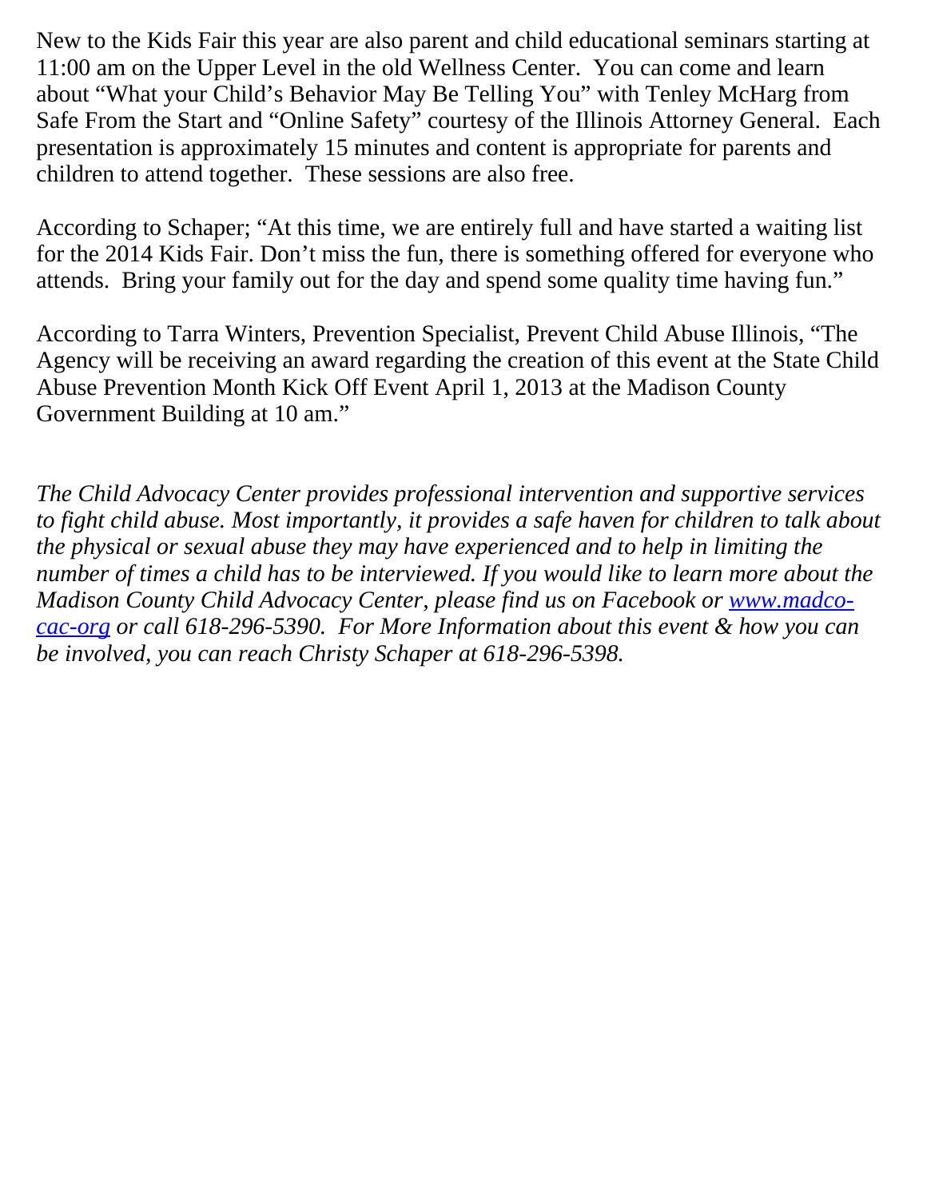New to the Kids Fair this year are also parent and child educational seminars starting at 11:00 am on the Upper Level in the old Wellness Center. You can come and learn about "What your Child's Behavior May Be Telling You" with Tenley McHarg from Safe From the Start and "Online Safety" courtesy of the Illinois Attorney General. Each presentation is approximately 15 minutes and content is appropriate for parents and children to attend together. These sessions are also free.

According to Schaper; "At this time, we are entirely full and have started a waiting list for the 2014 Kids Fair. Don't miss the fun, there is something offered for everyone who attends. Bring your family out for the day and spend some quality time having fun."

According to Tarra Winters, Prevention Specialist, Prevent Child Abuse Illinois, "The Agency will be receiving an award regarding the creation of this event at the State Child Abuse Prevention Month Kick Off Event April 1, 2013 at the Madison County Government Building at 10 am."

*The Child Advocacy Center provides professional intervention and supportive services to fight child abuse. Most importantly, it provides a safe haven for children to talk about the physical or sexual abuse they may have experienced and to help in limiting the number of times a child has to be interviewed. If you would like to learn more about the Madison County Child Advocacy Center, please find us on Facebook or [www.madco-cac-org](www.madco-cac-org) or call 618-296-5390. For More Information about this event & how you can be involved, you can reach Christy Schaper at 618-296-5398.*